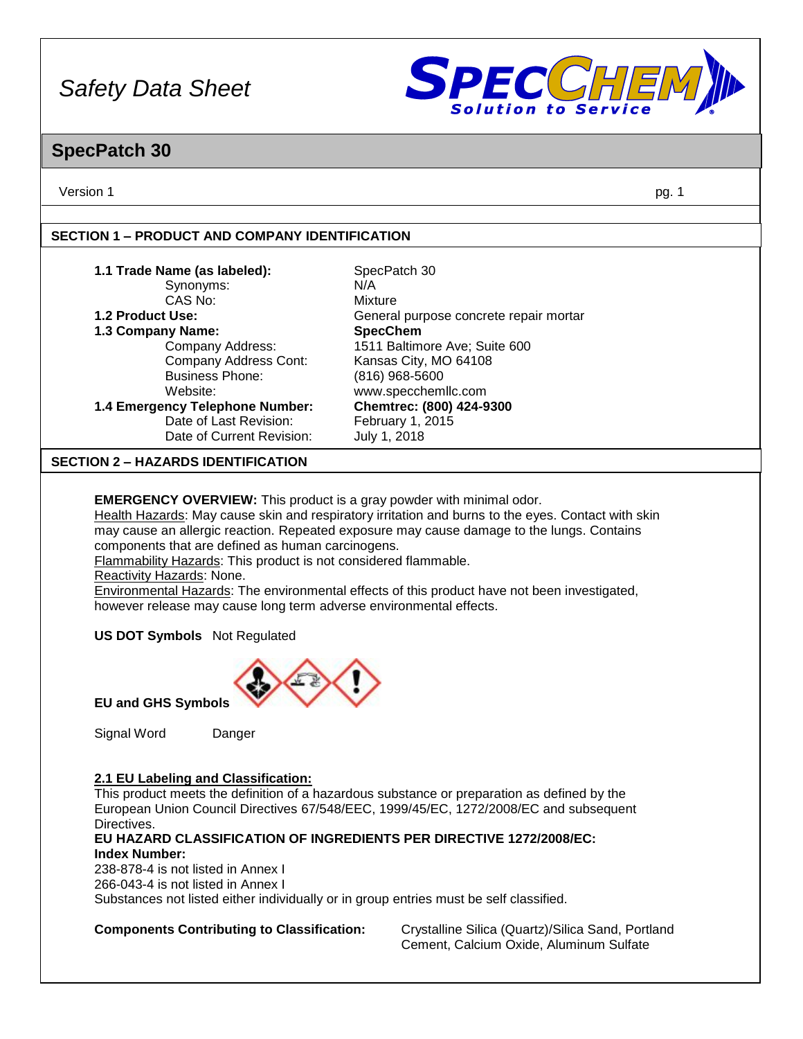# Safety Data Sheet

## SpecPatch 30

Version 1

## SECTION 1 – PRODUCT AND COMPANY IDENTIFICATION

| | |
|---|---|
| **1.1 Trade Name (as labeled):** | SpecPatch 30 |
| Synonyms: | N/A |
| CAS No: | Mixture |
| **1.2 Product Use:** | General purpose concrete repair mortar |
| **1.3 Company Name:** | **SpecChem** |
| Company Address: | 1511 Baltimore Ave; Suite 600 |
| Company Address Cont: | Kansas City, MO 64108 |
| Business Phone: | (816) 968-5600 |
| Website: | www.specchemllc.com |
| **1.4 Emergency Telephone Number:** | **Chemtrec: (800) 424-9300** |
| Date of Last Revision: | February 1, 2015 |
| Date of Current Revision: | July 1, 2018 |

## SECTION 2 – HAZARDS IDENTIFICATION

**EMERGENCY OVERVIEW:** This product is a gray powder with minimal odor.
Health Hazards: May cause skin and respiratory irritation and burns to the eyes. Contact with skin may cause an allergic reaction. Repeated exposure may cause damage to the lungs. Contains components that are defined as human carcinogens.
Flammability Hazards: This product is not considered flammable.
Reactivity Hazards: None.
Environmental Hazards: The environmental effects of this product have not been investigated, however release may cause long term adverse environmental effects.

**US DOT Symbols** Not Regulated

**EU and GHS Symbols**

Signal Word Danger

**2.1 EU Labeling and Classification:**
This product meets the definition of a hazardous substance or preparation as defined by the European Union Council Directives 67/548/EEC, 1999/45/EC, 1272/2008/EC and subsequent Directives.
**EU HAZARD CLASSIFICATION OF INGREDIENTS PER DIRECTIVE 1272/2008/EC:**
**Index Number:**
238-878-4 is not listed in Annex I
266-043-4 is not listed in Annex I
Substances not listed either individually or in group entries must be self classified.

**Components Contributing to Classification:** Crystalline Silica (Quartz)/Silica Sand, Portland Cement, Calcium Oxide, Aluminum Sulfate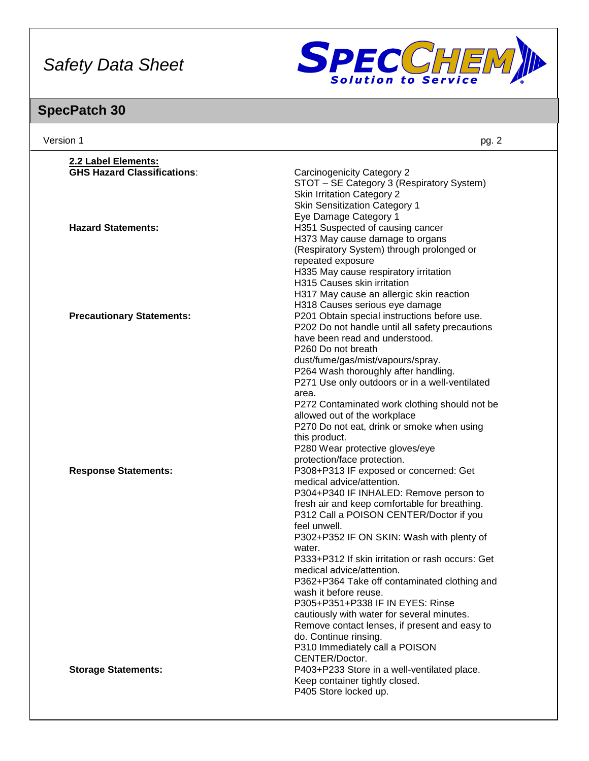### 2.2 Label Elements:

| | |
|---|---|
| **GHS Hazard Classifications**: | Carcinogenicity Category 2<br>STOT – SE Category 3 (Respiratory System)<br>Skin Irritation Category 2<br>Skin Sensitization Category 1<br>Eye Damage Category 1 |
| **Hazard Statements:** | H351 Suspected of causing cancer<br>H373 May cause damage to organs (Respiratory System) through prolonged or repeated exposure<br>H335 May cause respiratory irritation<br>H315 Causes skin irritation<br>H317 May cause an allergic skin reaction<br>H318 Causes serious eye damage |
| **Precautionary Statements:** | P201 Obtain special instructions before use.<br>P202 Do not handle until all safety precautions have been read and understood.<br>P260 Do not breath dust/fume/gas/mist/vapours/spray.<br>P264 Wash thoroughly after handling.<br>P271 Use only outdoors or in a well-ventilated area.<br>P272 Contaminated work clothing should not be allowed out of the workplace<br>P270 Do not eat, drink or smoke when using this product.<br>P280 Wear protective gloves/eye protection/face protection. |
| **Response Statements:** | P308+P313 IF exposed or concerned: Get medical advice/attention.<br>P304+P340 IF INHALED: Remove person to fresh air and keep comfortable for breathing.<br>P312 Call a POISON CENTER/Doctor if you feel unwell.<br>P302+P352 IF ON SKIN: Wash with plenty of water.<br>P333+P312 If skin irritation or rash occurs: Get medical advice/attention.<br>P362+P364 Take off contaminated clothing and wash it before reuse.<br>P305+P351+P338 IF IN EYES: Rinse cautiously with water for several minutes. Remove contact lenses, if present and easy to do. Continue rinsing.<br>P310 Immediately call a POISON CENTER/Doctor. |
| **Storage Statements:** | P403+P233 Store in a well-ventilated place. Keep container tightly closed.<br>P405 Store locked up. |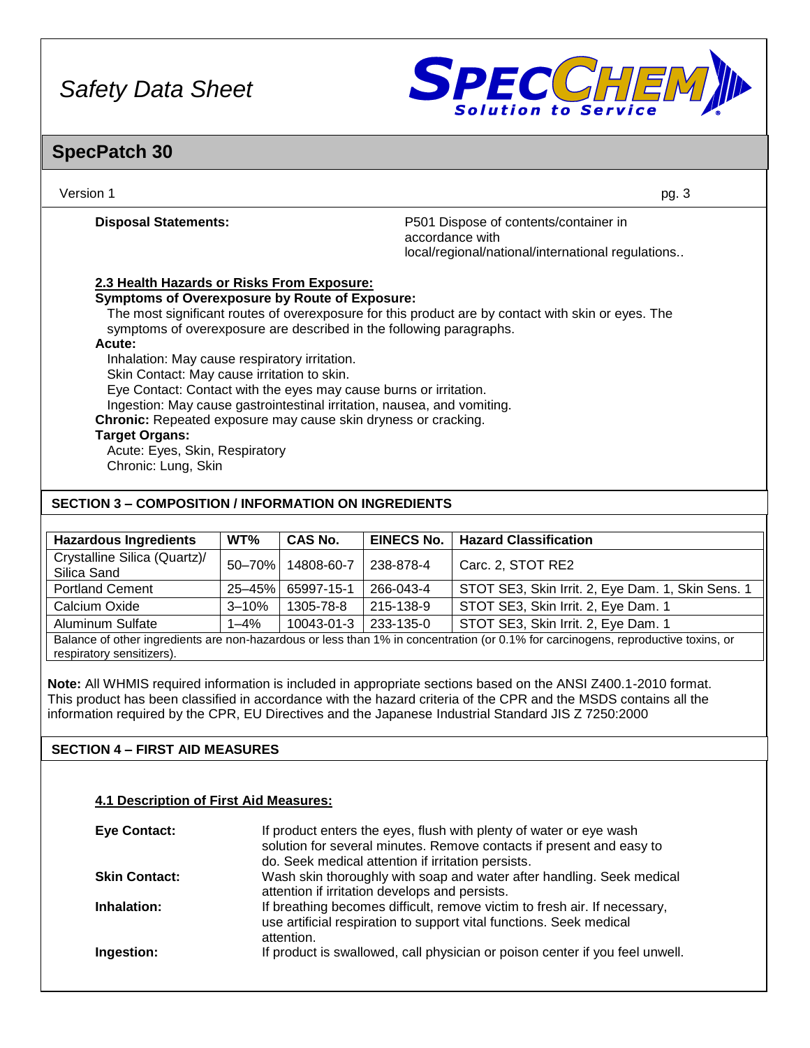**Disposal Statements:** P501 Dispose of contents/container in accordance with local/regional/national/international regulations..

**2.3 Health Hazards or Risks From Exposure:**

**Symptoms of Overexposure by Route of Exposure:**

The most significant routes of overexposure for this product are by contact with skin or eyes. The symptoms of overexposure are described in the following paragraphs.

**Acute:**

Inhalation: May cause respiratory irritation.
Skin Contact: May cause irritation to skin.
Eye Contact: Contact with the eyes may cause burns or irritation.
Ingestion: May cause gastrointestinal irritation, nausea, and vomiting.

**Chronic:** Repeated exposure may cause skin dryness or cracking.

**Target Organs:**

Acute: Eyes, Skin, Respiratory
Chronic: Lung, Skin

## SECTION 3 – COMPOSITION / INFORMATION ON INGREDIENTS

| Hazardous Ingredients | WT% | CAS No. | EINECS No. | Hazard Classification |
|---|---|---|---|---|
| Crystalline Silica (Quartz)/ Silica Sand | 50–70% | 14808-60-7 | 238-878-4 | Carc. 2, STOT RE2 |
| Portland Cement | 25–45% | 65997-15-1 | 266-043-4 | STOT SE3, Skin Irrit. 2, Eye Dam. 1, Skin Sens. 1 |
| Calcium Oxide | 3–10% | 1305-78-8 | 215-138-9 | STOT SE3, Skin Irrit. 2, Eye Dam. 1 |
| Aluminum Sulfate | 1–4% | 10043-01-3 | 233-135-0 | STOT SE3, Skin Irrit. 2, Eye Dam. 1 |
| Balance of other ingredients are non-hazardous or less than 1% in concentration (or 0.1% for carcinogens, reproductive toxins, or respiratory sensitizers). | | | | |

**Note:** All WHMIS required information is included in appropriate sections based on the ANSI Z400.1-2010 format. This product has been classified in accordance with the hazard criteria of the CPR and the MSDS contains all the information required by the CPR, EU Directives and the Japanese Industrial Standard JIS Z 7250:2000

## SECTION 4 – FIRST AID MEASURES

**4.1 Description of First Aid Measures:**

**Eye Contact:** If product enters the eyes, flush with plenty of water or eye wash solution for several minutes. Remove contacts if present and easy to do. Seek medical attention if irritation persists.

**Skin Contact:** Wash skin thoroughly with soap and water after handling. Seek medical attention if irritation develops and persists.

**Inhalation:** If breathing becomes difficult, remove victim to fresh air. If necessary, use artificial respiration to support vital functions. Seek medical attention.

**Ingestion:** If product is swallowed, call physician or poison center if you feel unwell.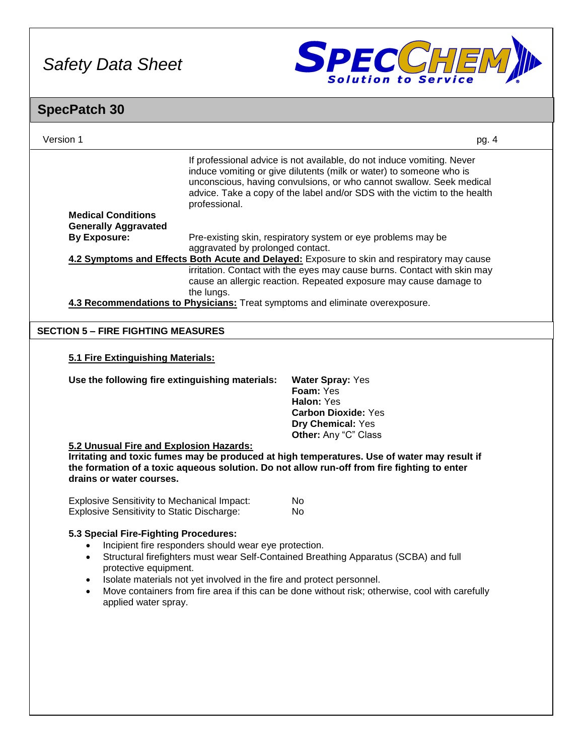If professional advice is not available, do not induce vomiting. Never induce vomiting or give dilutents (milk or water) to someone who is unconscious, having convulsions, or who cannot swallow. Seek medical advice. Take a copy of the label and/or SDS with the victim to the health professional.

**Medical Conditions Generally Aggravated By Exposure:** Pre-existing skin, respiratory system or eye problems may be aggravated by prolonged contact.

**4.2 Symptoms and Effects Both Acute and Delayed:** Exposure to skin and respiratory may cause irritation. Contact with the eyes may cause burns. Contact with skin may cause an allergic reaction. Repeated exposure may cause damage to the lungs.

**4.3 Recommendations to Physicians:** Treat symptoms and eliminate overexposure.

## SECTION 5 – FIRE FIGHTING MEASURES

### 5.1 Fire Extinguishing Materials:

**Use the following fire extinguishing materials:**

- **Water Spray:** Yes
- **Foam:** Yes
- **Halon:** Yes
- **Carbon Dioxide:** Yes
- **Dry Chemical:** Yes
- **Other:** Any "C" Class

### 5.2 Unusual Fire and Explosion Hazards:

**Irritating and toxic fumes may be produced at high temperatures. Use of water may result if the formation of a toxic aqueous solution. Do not allow run-off from fire fighting to enter drains or water courses.**

| | |
|---|---|
| Explosive Sensitivity to Mechanical Impact: | No |
| Explosive Sensitivity to Static Discharge: | No |

### 5.3 Special Fire-Fighting Procedures:

- Incipient fire responders should wear eye protection.
- Structural firefighters must wear Self-Contained Breathing Apparatus (SCBA) and full protective equipment.
- Isolate materials not yet involved in the fire and protect personnel.
- Move containers from fire area if this can be done without risk; otherwise, cool with carefully applied water spray.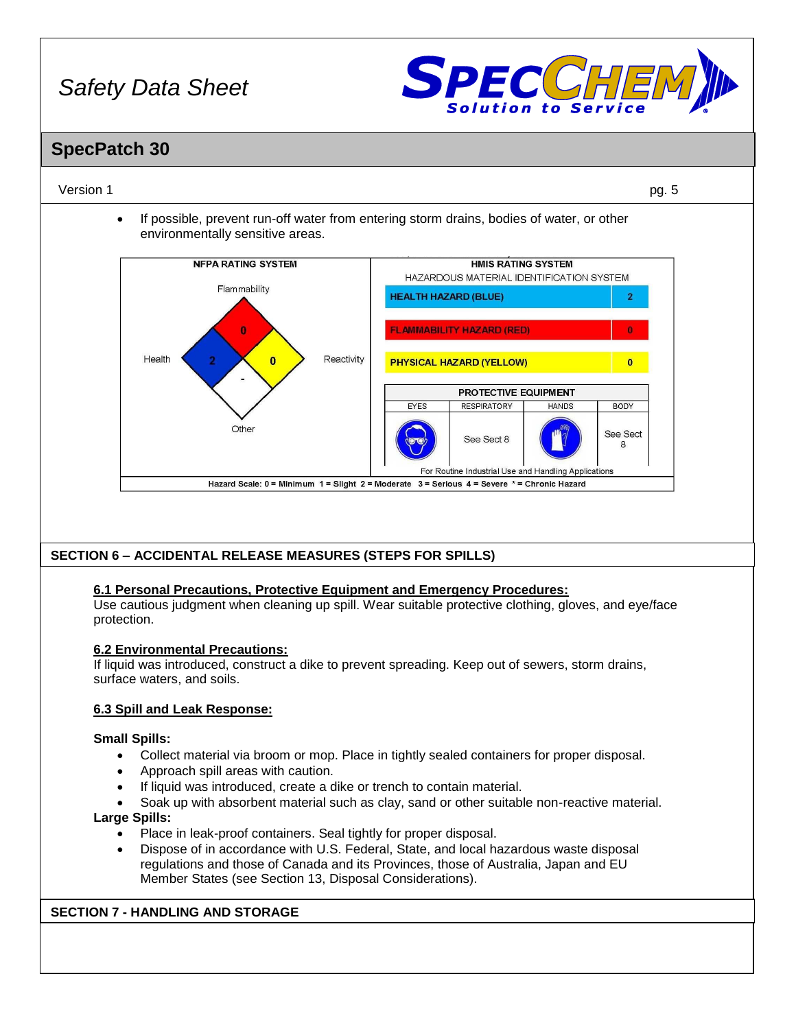- If possible, prevent run-off water from entering storm drains, bodies of water, or other environmentally sensitive areas.

| NFPA RATING SYSTEM | |
|---|---|
| Flammability | 0 |
| Health | 2 |
| Reactivity | 0 |
| Other | - |

**HMIS RATING SYSTEM**

HAZARDOUS MATERIAL IDENTIFICATION SYSTEM

| Hazard | Rating |
|---|---|
| HEALTH HAZARD (BLUE) | 2 |
| FLAMMABILITY HAZARD (RED) | 0 |
| PHYSICAL HAZARD (YELLOW) | 0 |

| PROTECTIVE EQUIPMENT | | | |
|---|---|---|---|
| EYES | RESPIRATORY | HANDS | BODY |
| | See Sect 8 | | See Sect 8 |

For Routine Industrial Use and Handling Applications

Hazard Scale: 0 = Minimum 1 = Slight 2 = Moderate 3 = Serious 4 = Severe * = Chronic Hazard

## SECTION 6 – ACCIDENTAL RELEASE MEASURES (STEPS FOR SPILLS)

### 6.1 Personal Precautions, Protective Equipment and Emergency Procedures:

Use cautious judgment when cleaning up spill. Wear suitable protective clothing, gloves, and eye/face protection.

### 6.2 Environmental Precautions:

If liquid was introduced, construct a dike to prevent spreading. Keep out of sewers, storm drains, surface waters, and soils.

### 6.3 Spill and Leak Response:

**Small Spills:**

- Collect material via broom or mop. Place in tightly sealed containers for proper disposal.
- Approach spill areas with caution.
- If liquid was introduced, create a dike or trench to contain material.
- Soak up with absorbent material such as clay, sand or other suitable non-reactive material.

**Large Spills:**

- Place in leak-proof containers. Seal tightly for proper disposal.
- Dispose of in accordance with U.S. Federal, State, and local hazardous waste disposal regulations and those of Canada and its Provinces, those of Australia, Japan and EU Member States (see Section 13, Disposal Considerations).

## SECTION 7 - HANDLING AND STORAGE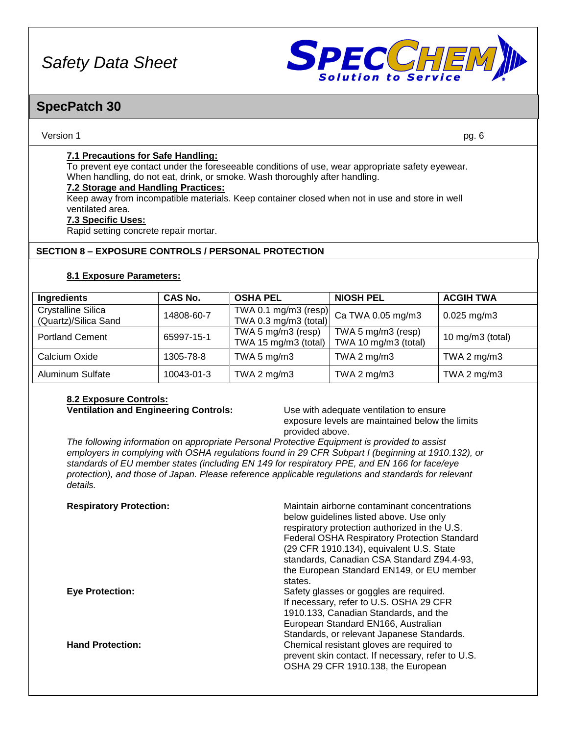**7.1 Precautions for Safe Handling:**
To prevent eye contact under the foreseeable conditions of use, wear appropriate safety eyewear. When handling, do not eat, drink, or smoke. Wash thoroughly after handling.

**7.2 Storage and Handling Practices:**
Keep away from incompatible materials. Keep container closed when not in use and store in well ventilated area.

**7.3 Specific Uses:**
Rapid setting concrete repair mortar.

## SECTION 8 – EXPOSURE CONTROLS / PERSONAL PROTECTION

**8.1 Exposure Parameters:**

| Ingredients | CAS No. | OSHA PEL | NIOSH PEL | ACGIH TWA |
|---|---|---|---|---|
| Crystalline Silica (Quartz)/Silica Sand | 14808-60-7 | TWA 0.1 mg/m3 (resp) TWA 0.3 mg/m3 (total) | Ca TWA 0.05 mg/m3 | 0.025 mg/m3 |
| Portland Cement | 65997-15-1 | TWA 5 mg/m3 (resp) TWA 15 mg/m3 (total) | TWA 5 mg/m3 (resp) TWA 10 mg/m3 (total) | 10 mg/m3 (total) |
| Calcium Oxide | 1305-78-8 | TWA 5 mg/m3 | TWA 2 mg/m3 | TWA 2 mg/m3 |
| Aluminum Sulfate | 10043-01-3 | TWA 2 mg/m3 | TWA 2 mg/m3 | TWA 2 mg/m3 |

**8.2 Exposure Controls:**

**Ventilation and Engineering Controls:** Use with adequate ventilation to ensure exposure levels are maintained below the limits provided above.

*The following information on appropriate Personal Protective Equipment is provided to assist employers in complying with OSHA regulations found in 29 CFR Subpart I (beginning at 1910.132), or standards of EU member states (including EN 149 for respiratory PPE, and EN 166 for face/eye protection), and those of Japan. Please reference applicable regulations and standards for relevant details.*

**Respiratory Protection:** Maintain airborne contaminant concentrations below guidelines listed above. Use only respiratory protection authorized in the U.S. Federal OSHA Respiratory Protection Standard (29 CFR 1910.134), equivalent U.S. State standards, Canadian CSA Standard Z94.4-93, the European Standard EN149, or EU member states.

**Eye Protection:** Safety glasses or goggles are required. If necessary, refer to U.S. OSHA 29 CFR 1910.133, Canadian Standards, and the European Standard EN166, Australian Standards, or relevant Japanese Standards.

**Hand Protection:** Chemical resistant gloves are required to prevent skin contact. If necessary, refer to U.S. OSHA 29 CFR 1910.138, the European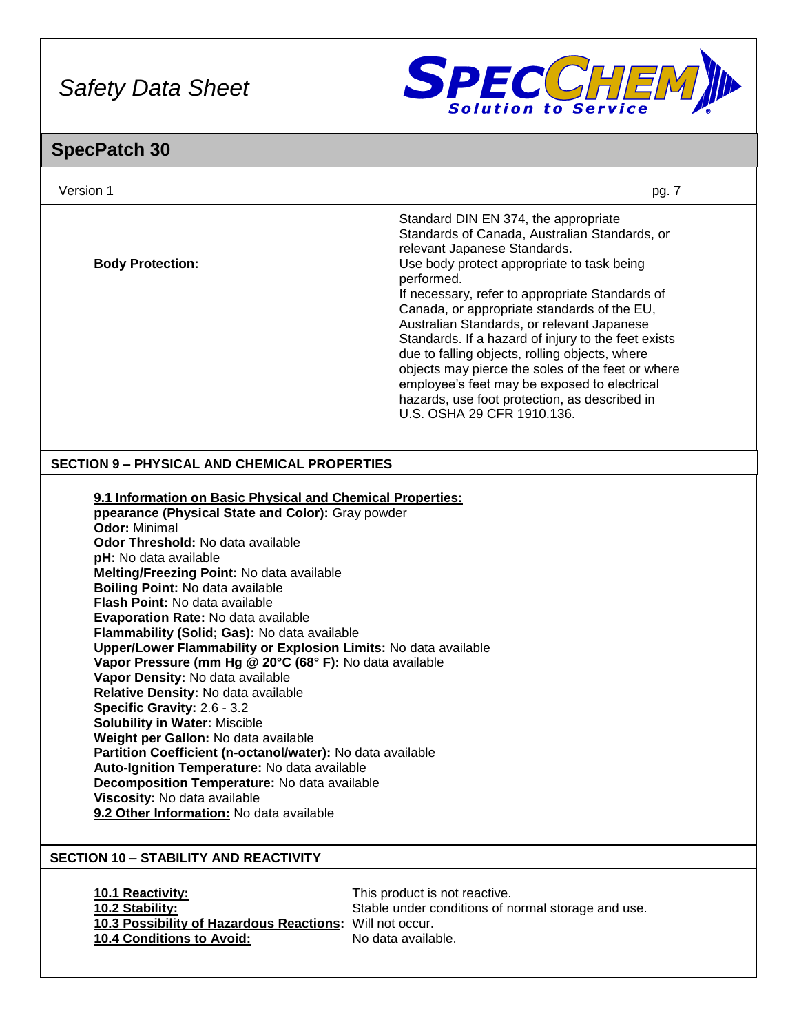| | |
|---|---|
| | Standard DIN EN 374, the appropriate Standards of Canada, Australian Standards, or relevant Japanese Standards. |
| **Body Protection:** | Use body protect appropriate to task being performed. If necessary, refer to appropriate Standards of Canada, or appropriate standards of the EU, Australian Standards, or relevant Japanese Standards. If a hazard of injury to the feet exists due to falling objects, rolling objects, where objects may pierce the soles of the feet or where employee's feet may be exposed to electrical hazards, use foot protection, as described in U.S. OSHA 29 CFR 1910.136. |

## SECTION 9 – PHYSICAL AND CHEMICAL PROPERTIES

**9.1 Information on Basic Physical and Chemical Properties:**

**ppearance (Physical State and Color):** Gray powder
**Odor:** Minimal
**Odor Threshold:** No data available
**pH:** No data available
**Melting/Freezing Point:** No data available
**Boiling Point:** No data available
**Flash Point:** No data available
**Evaporation Rate:** No data available
**Flammability (Solid; Gas):** No data available
**Upper/Lower Flammability or Explosion Limits:** No data available
**Vapor Pressure (mm Hg @ 20°C (68° F):** No data available
**Vapor Density:** No data available
**Relative Density:** No data available
**Specific Gravity:** 2.6 - 3.2
**Solubility in Water:** Miscible
**Weight per Gallon:** No data available
**Partition Coefficient (n-octanol/water):** No data available
**Auto-Ignition Temperature:** No data available
**Decomposition Temperature:** No data available
**Viscosity:** No data available
**9.2 Other Information:** No data available

## SECTION 10 – STABILITY AND REACTIVITY

| | |
|---|---|
| **10.1 Reactivity:** | This product is not reactive. |
| **10.2 Stability:** | Stable under conditions of normal storage and use. |
| **10.3 Possibility of Hazardous Reactions:** | Will not occur. |
| **10.4 Conditions to Avoid:** | No data available. |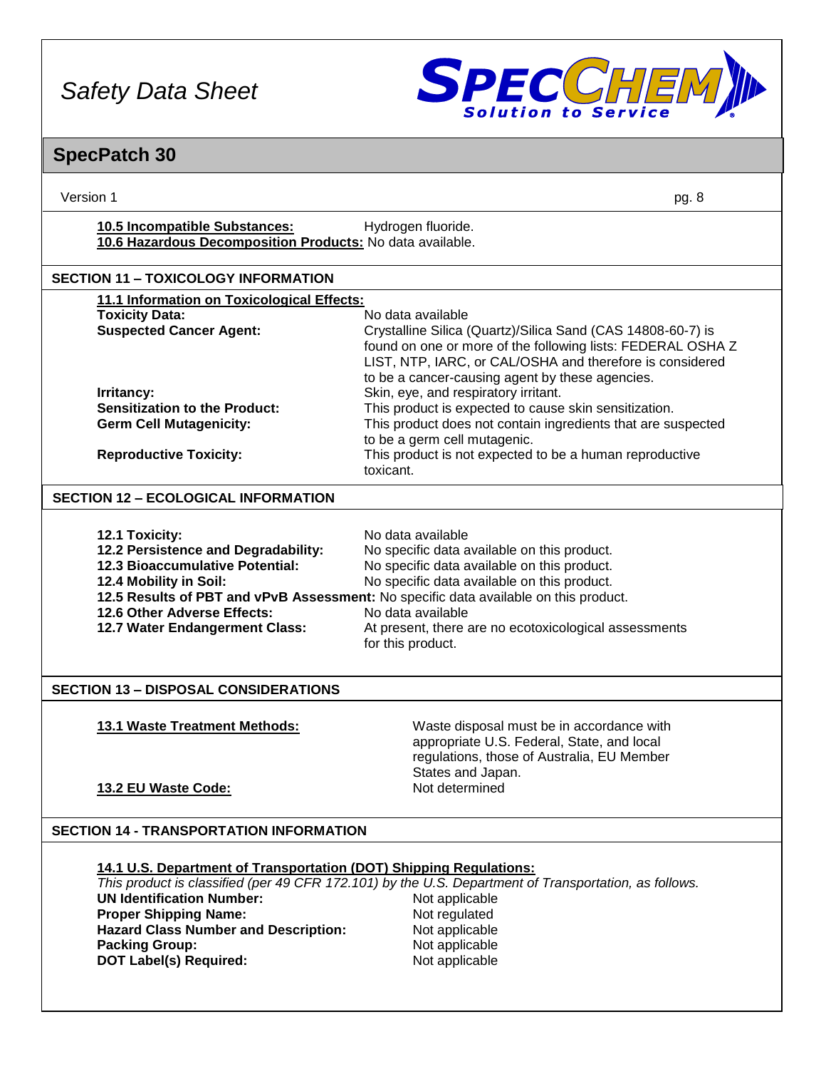**10.5 Incompatible Substances:** Hydrogen fluoride.
**10.6 Hazardous Decomposition Products:** No data available.

## SECTION 11 – TOXICOLOGY INFORMATION

**11.1 Information on Toxicological Effects:**

**Toxicity Data:** No data available

**Suspected Cancer Agent:** Crystalline Silica (Quartz)/Silica Sand (CAS 14808-60-7) is found on one or more of the following lists: FEDERAL OSHA Z LIST, NTP, IARC, or CAL/OSHA and therefore is considered to be a cancer-causing agent by these agencies.

**Irritancy:** Skin, eye, and respiratory irritant.

**Sensitization to the Product:** This product is expected to cause skin sensitization.

**Germ Cell Mutagenicity:** This product does not contain ingredients that are suspected to be a germ cell mutagenic.

**Reproductive Toxicity:** This product is not expected to be a human reproductive toxicant.

## SECTION 12 – ECOLOGICAL INFORMATION

**12.1 Toxicity:** No data available
**12.2 Persistence and Degradability:** No specific data available on this product.
**12.3 Bioaccumulative Potential:** No specific data available on this product.
**12.4 Mobility in Soil:** No specific data available on this product.
**12.5 Results of PBT and vPvB Assessment:** No specific data available on this product.
**12.6 Other Adverse Effects:** No data available
**12.7 Water Endangerment Class:** At present, there are no ecotoxicological assessments for this product.

## SECTION 13 – DISPOSAL CONSIDERATIONS

**13.1 Waste Treatment Methods:** Waste disposal must be in accordance with appropriate U.S. Federal, State, and local regulations, those of Australia, EU Member States and Japan.

**13.2 EU Waste Code:** Not determined

## SECTION 14 - TRANSPORTATION INFORMATION

**14.1 U.S. Department of Transportation (DOT) Shipping Regulations:**

*This product is classified (per 49 CFR 172.101) by the U.S. Department of Transportation, as follows.*

**UN Identification Number:** Not applicable
**Proper Shipping Name:** Not regulated
**Hazard Class Number and Description:** Not applicable
**Packing Group:** Not applicable
**DOT Label(s) Required:** Not applicable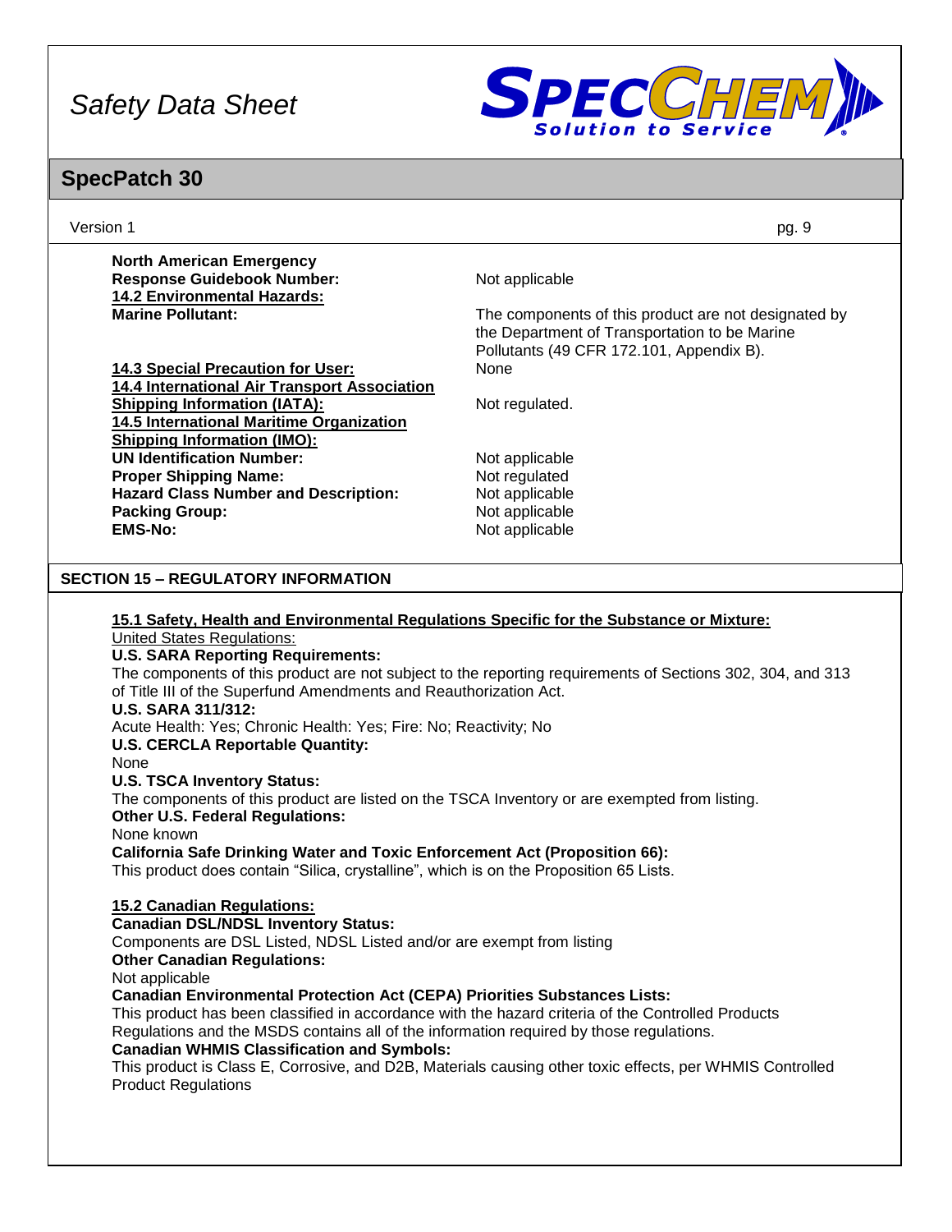**North American Emergency Response Guidebook Number:** Not applicable

**14.2 Environmental Hazards:**

**Marine Pollutant:** The components of this product are not designated by the Department of Transportation to be Marine Pollutants (49 CFR 172.101, Appendix B).

**14.3 Special Precaution for User:** None

**14.4 International Air Transport Association Shipping Information (IATA):** Not regulated.

**14.5 International Maritime Organization Shipping Information (IMO):**

**UN Identification Number:** Not applicable
**Proper Shipping Name:** Not regulated
**Hazard Class Number and Description:** Not applicable
**Packing Group:** Not applicable
**EMS-No:** Not applicable

## SECTION 15 – REGULATORY INFORMATION

**15.1 Safety, Health and Environmental Regulations Specific for the Substance or Mixture:**

United States Regulations:

**U.S. SARA Reporting Requirements:**
The components of this product are not subject to the reporting requirements of Sections 302, 304, and 313 of Title III of the Superfund Amendments and Reauthorization Act.

**U.S. SARA 311/312:**
Acute Health: Yes; Chronic Health: Yes; Fire: No; Reactivity; No

**U.S. CERCLA Reportable Quantity:**
None

**U.S. TSCA Inventory Status:**
The components of this product are listed on the TSCA Inventory or are exempted from listing.

**Other U.S. Federal Regulations:**
None known

**California Safe Drinking Water and Toxic Enforcement Act (Proposition 66):**
This product does contain "Silica, crystalline", which is on the Proposition 65 Lists.

**15.2 Canadian Regulations:**

**Canadian DSL/NDSL Inventory Status:**
Components are DSL Listed, NDSL Listed and/or are exempt from listing

**Other Canadian Regulations:**
Not applicable

**Canadian Environmental Protection Act (CEPA) Priorities Substances Lists:**
This product has been classified in accordance with the hazard criteria of the Controlled Products Regulations and the MSDS contains all of the information required by those regulations.

**Canadian WHMIS Classification and Symbols:**
This product is Class E, Corrosive, and D2B, Materials causing other toxic effects, per WHMIS Controlled Product Regulations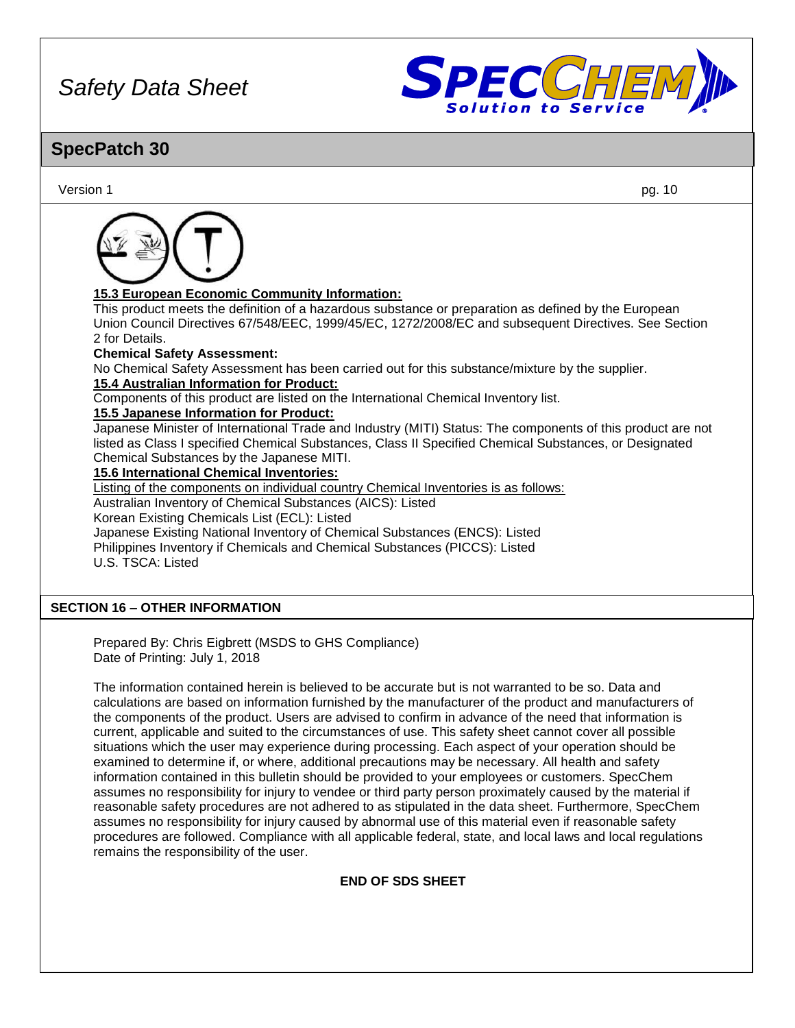**15.3 European Economic Community Information:**

This product meets the definition of a hazardous substance or preparation as defined by the European Union Council Directives 67/548/EEC, 1999/45/EC, 1272/2008/EC and subsequent Directives. See Section 2 for Details.

**Chemical Safety Assessment:**

No Chemical Safety Assessment has been carried out for this substance/mixture by the supplier.

**15.4 Australian Information for Product:**

Components of this product are listed on the International Chemical Inventory list.

**15.5 Japanese Information for Product:**

Japanese Minister of International Trade and Industry (MITI) Status: The components of this product are not listed as Class I specified Chemical Substances, Class II Specified Chemical Substances, or Designated Chemical Substances by the Japanese MITI.

**15.6 International Chemical Inventories:**

Listing of the components on individual country Chemical Inventories is as follows:

Australian Inventory of Chemical Substances (AICS): Listed
Korean Existing Chemicals List (ECL): Listed
Japanese Existing National Inventory of Chemical Substances (ENCS): Listed
Philippines Inventory if Chemicals and Chemical Substances (PICCS): Listed
U.S. TSCA: Listed

## SECTION 16 – OTHER INFORMATION

Prepared By: Chris Eigbrett (MSDS to GHS Compliance)
Date of Printing: July 1, 2018

The information contained herein is believed to be accurate but is not warranted to be so. Data and calculations are based on information furnished by the manufacturer of the product and manufacturers of the components of the product. Users are advised to confirm in advance of the need that information is current, applicable and suited to the circumstances of use. This safety sheet cannot cover all possible situations which the user may experience during processing. Each aspect of your operation should be examined to determine if, or where, additional precautions may be necessary. All health and safety information contained in this bulletin should be provided to your employees or customers. SpecChem assumes no responsibility for injury to vendee or third party person proximately caused by the material if reasonable safety procedures are not adhered to as stipulated in the data sheet. Furthermore, SpecChem assumes no responsibility for injury caused by abnormal use of this material even if reasonable safety procedures are followed. Compliance with all applicable federal, state, and local laws and local regulations remains the responsibility of the user.

**END OF SDS SHEET**